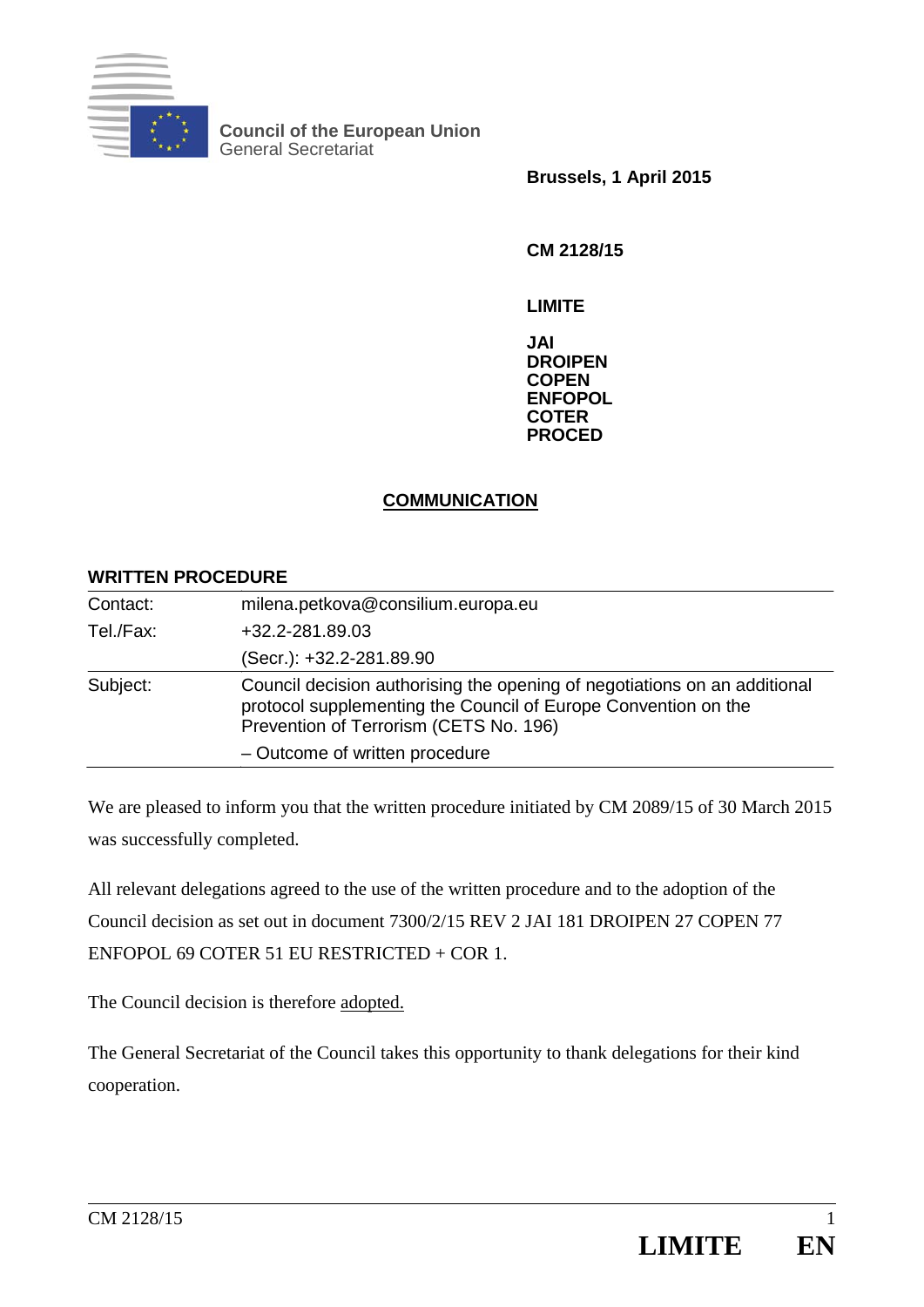**Council of the European Union**
General Secretariat

**Brussels, 1 April 2015**

**CM 2128/15**

**LIMITE**

**JAI**
**DROIPEN**
**COPEN**
**ENFOPOL**
**COTER**
**PROCED**

## COMMUNICATION

**WRITTEN PROCEDURE**

| | |
|---|---|
| Contact: | milena.petkova@consilium.europa.eu |
| Tel./Fax: | +32.2-281.89.03 |
| | (Secr.): +32.2-281.89.90 |
| Subject: | Council decision authorising the opening of negotiations on an additional protocol supplementing the Council of Europe Convention on the Prevention of Terrorism (CETS No. 196) |
| | – Outcome of written procedure |

We are pleased to inform you that the written procedure initiated by CM 2089/15 of 30 March 2015 was successfully completed.

All relevant delegations agreed to the use of the written procedure and to the adoption of the Council decision as set out in document 7300/2/15 REV 2 JAI 181 DROIPEN 27 COPEN 77 ENFOPOL 69 COTER 51 EU RESTRICTED + COR 1.

The Council decision is therefore adopted.

The General Secretariat of the Council takes this opportunity to thank delegations for their kind cooperation.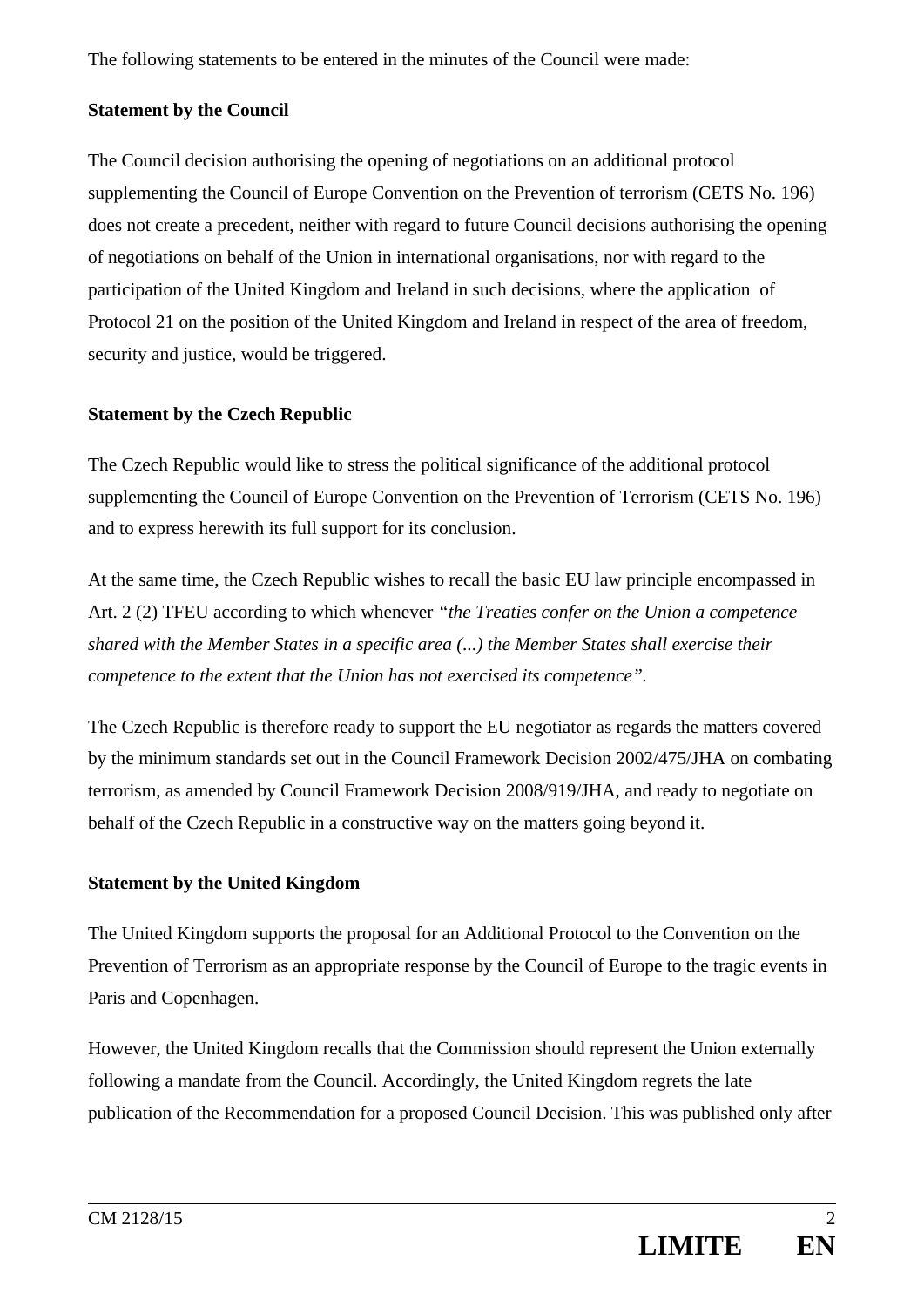The following statements to be entered in the minutes of the Council were made:

**Statement by the Council**

The Council decision authorising the opening of negotiations on an additional protocol supplementing the Council of Europe Convention on the Prevention of terrorism (CETS No. 196) does not create a precedent, neither with regard to future Council decisions authorising the opening of negotiations on behalf of the Union in international organisations, nor with regard to the participation of the United Kingdom and Ireland in such decisions, where the application of Protocol 21 on the position of the United Kingdom and Ireland in respect of the area of freedom, security and justice, would be triggered.

**Statement by the Czech Republic**

The Czech Republic would like to stress the political significance of the additional protocol supplementing the Council of Europe Convention on the Prevention of Terrorism (CETS No. 196) and to express herewith its full support for its conclusion.

At the same time, the Czech Republic wishes to recall the basic EU law principle encompassed in Art. 2 (2) TFEU according to which whenever *"the Treaties confer on the Union a competence shared with the Member States in a specific area (...) the Member States shall exercise their competence to the extent that the Union has not exercised its competence"*.

The Czech Republic is therefore ready to support the EU negotiator as regards the matters covered by the minimum standards set out in the Council Framework Decision 2002/475/JHA on combating terrorism, as amended by Council Framework Decision 2008/919/JHA, and ready to negotiate on behalf of the Czech Republic in a constructive way on the matters going beyond it.

**Statement by the United Kingdom**

The United Kingdom supports the proposal for an Additional Protocol to the Convention on the Prevention of Terrorism as an appropriate response by the Council of Europe to the tragic events in Paris and Copenhagen.

However, the United Kingdom recalls that the Commission should represent the Union externally following a mandate from the Council. Accordingly, the United Kingdom regrets the late publication of the Recommendation for a proposed Council Decision. This was published only after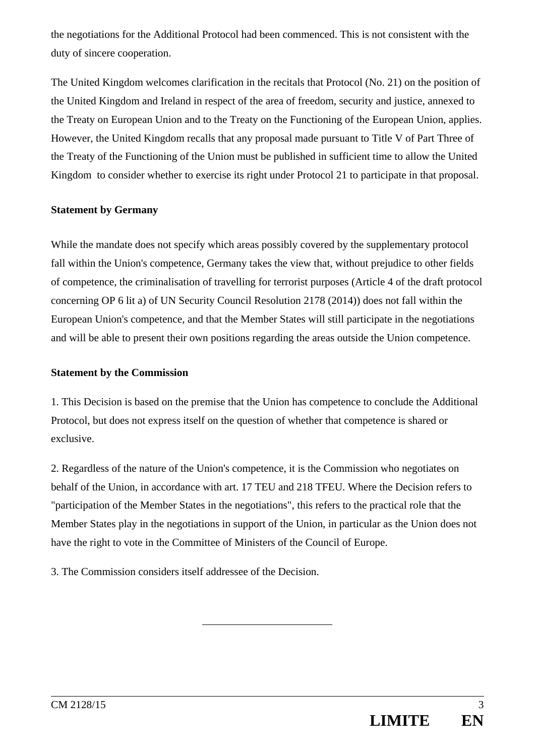the negotiations for the Additional Protocol had been commenced. This is not consistent with the duty of sincere cooperation.

The United Kingdom welcomes clarification in the recitals that Protocol (No. 21) on the position of the United Kingdom and Ireland in respect of the area of freedom, security and justice, annexed to the Treaty on European Union and to the Treaty on the Functioning of the European Union, applies. However, the United Kingdom recalls that any proposal made pursuant to Title V of Part Three of the Treaty of the Functioning of the Union must be published in sufficient time to allow the United Kingdom to consider whether to exercise its right under Protocol 21 to participate in that proposal.

**Statement by Germany**

While the mandate does not specify which areas possibly covered by the supplementary protocol fall within the Union's competence, Germany takes the view that, without prejudice to other fields of competence, the criminalisation of travelling for terrorist purposes (Article 4 of the draft protocol concerning OP 6 lit a) of UN Security Council Resolution 2178 (2014)) does not fall within the European Union's competence, and that the Member States will still participate in the negotiations and will be able to present their own positions regarding the areas outside the Union competence.

**Statement by the Commission**

1. This Decision is based on the premise that the Union has competence to conclude the Additional Protocol, but does not express itself on the question of whether that competence is shared or exclusive.

2. Regardless of the nature of the Union's competence, it is the Commission who negotiates on behalf of the Union, in accordance with art. 17 TEU and 218 TFEU. Where the Decision refers to "participation of the Member States in the negotiations", this refers to the practical role that the Member States play in the negotiations in support of the Union, in particular as the Union does not have the right to vote in the Committee of Ministers of the Council of Europe.

3. The Commission considers itself addressee of the Decision.